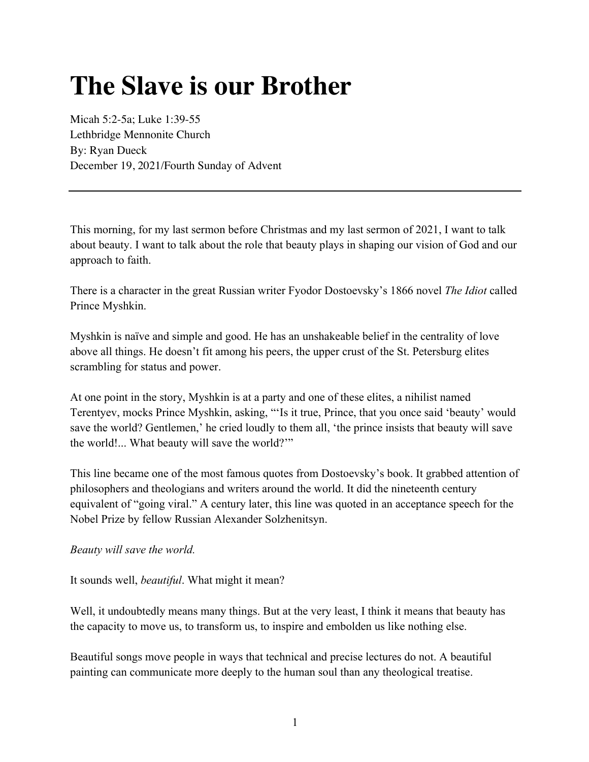# The Slave is our Brother

Micah 5:2-5a; Luke 1:39-55
Lethbridge Mennonite Church
By: Ryan Dueck
December 19, 2021/Fourth Sunday of Advent

---

This morning, for my last sermon before Christmas and my last sermon of 2021, I want to talk about beauty. I want to talk about the role that beauty plays in shaping our vision of God and our approach to faith.

There is a character in the great Russian writer Fyodor Dostoevsky's 1866 novel *The Idiot* called Prince Myshkin.

Myshkin is naïve and simple and good. He has an unshakeable belief in the centrality of love above all things. He doesn't fit among his peers, the upper crust of the St. Petersburg elites scrambling for status and power.

At one point in the story, Myshkin is at a party and one of these elites, a nihilist named Terentyev, mocks Prince Myshkin, asking, "'Is it true, Prince, that you once said 'beauty' would save the world? Gentlemen,' he cried loudly to them all, 'the prince insists that beauty will save the world!... What beauty will save the world?'"

This line became one of the most famous quotes from Dostoevsky's book. It grabbed attention of philosophers and theologians and writers around the world. It did the nineteenth century equivalent of "going viral." A century later, this line was quoted in an acceptance speech for the Nobel Prize by fellow Russian Alexander Solzhenitsyn.

*Beauty will save the world.*

It sounds well, *beautiful*. What might it mean?

Well, it undoubtedly means many things. But at the very least, I think it means that beauty has the capacity to move us, to transform us, to inspire and embolden us like nothing else.

Beautiful songs move people in ways that technical and precise lectures do not. A beautiful painting can communicate more deeply to the human soul than any theological treatise.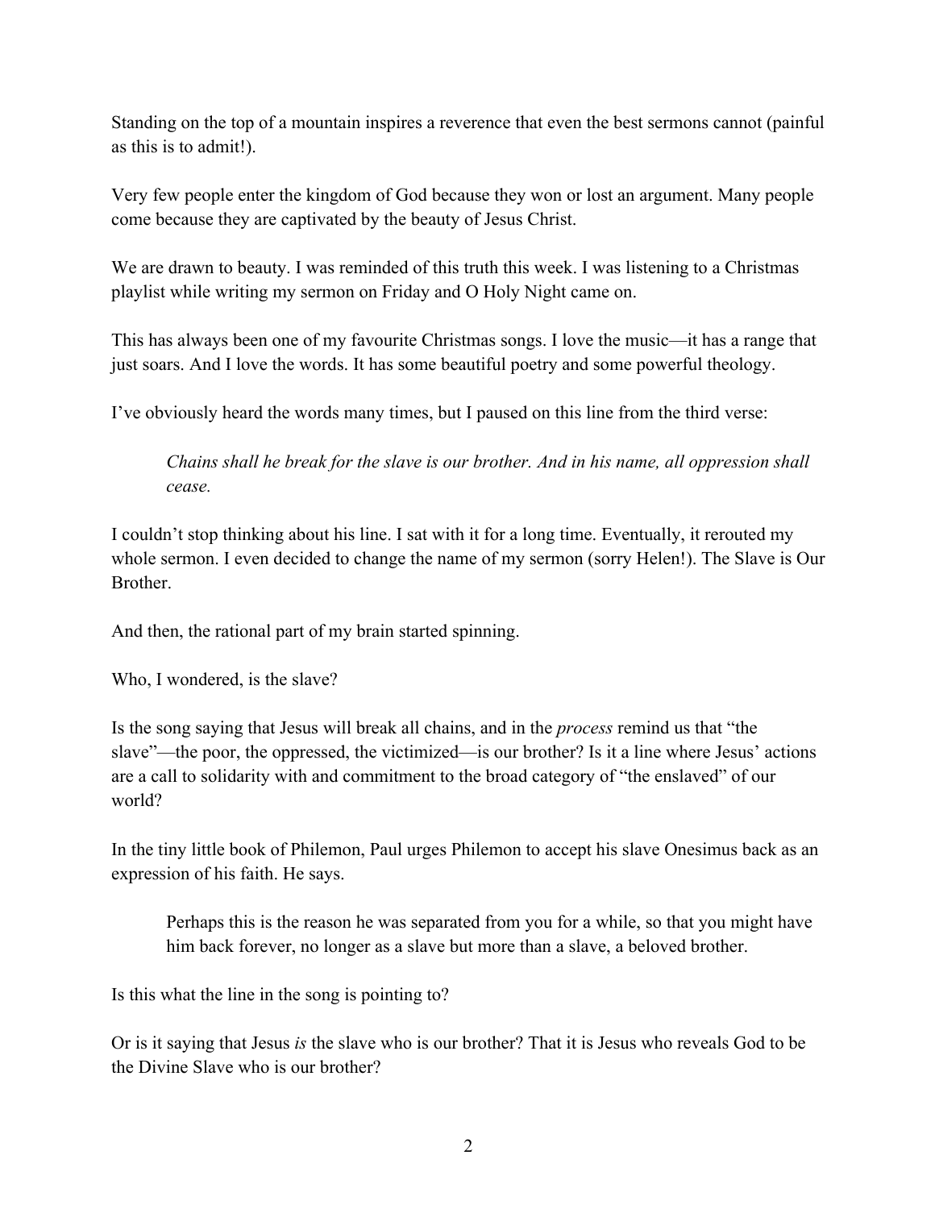Standing on the top of a mountain inspires a reverence that even the best sermons cannot (painful as this is to admit!).

Very few people enter the kingdom of God because they won or lost an argument. Many people come because they are captivated by the beauty of Jesus Christ.

We are drawn to beauty. I was reminded of this truth this week. I was listening to a Christmas playlist while writing my sermon on Friday and O Holy Night came on.

This has always been one of my favourite Christmas songs. I love the music—it has a range that just soars. And I love the words. It has some beautiful poetry and some powerful theology.

I've obviously heard the words many times, but I paused on this line from the third verse:

> *Chains shall he break for the slave is our brother. And in his name, all oppression shall cease.*

I couldn't stop thinking about his line. I sat with it for a long time. Eventually, it rerouted my whole sermon. I even decided to change the name of my sermon (sorry Helen!). The Slave is Our Brother.

And then, the rational part of my brain started spinning.

Who, I wondered, is the slave?

Is the song saying that Jesus will break all chains, and in the *process* remind us that "the slave"—the poor, the oppressed, the victimized—is our brother? Is it a line where Jesus' actions are a call to solidarity with and commitment to the broad category of "the enslaved" of our world?

In the tiny little book of Philemon, Paul urges Philemon to accept his slave Onesimus back as an expression of his faith. He says.

> Perhaps this is the reason he was separated from you for a while, so that you might have him back forever, no longer as a slave but more than a slave, a beloved brother.

Is this what the line in the song is pointing to?

Or is it saying that Jesus *is* the slave who is our brother? That it is Jesus who reveals God to be the Divine Slave who is our brother?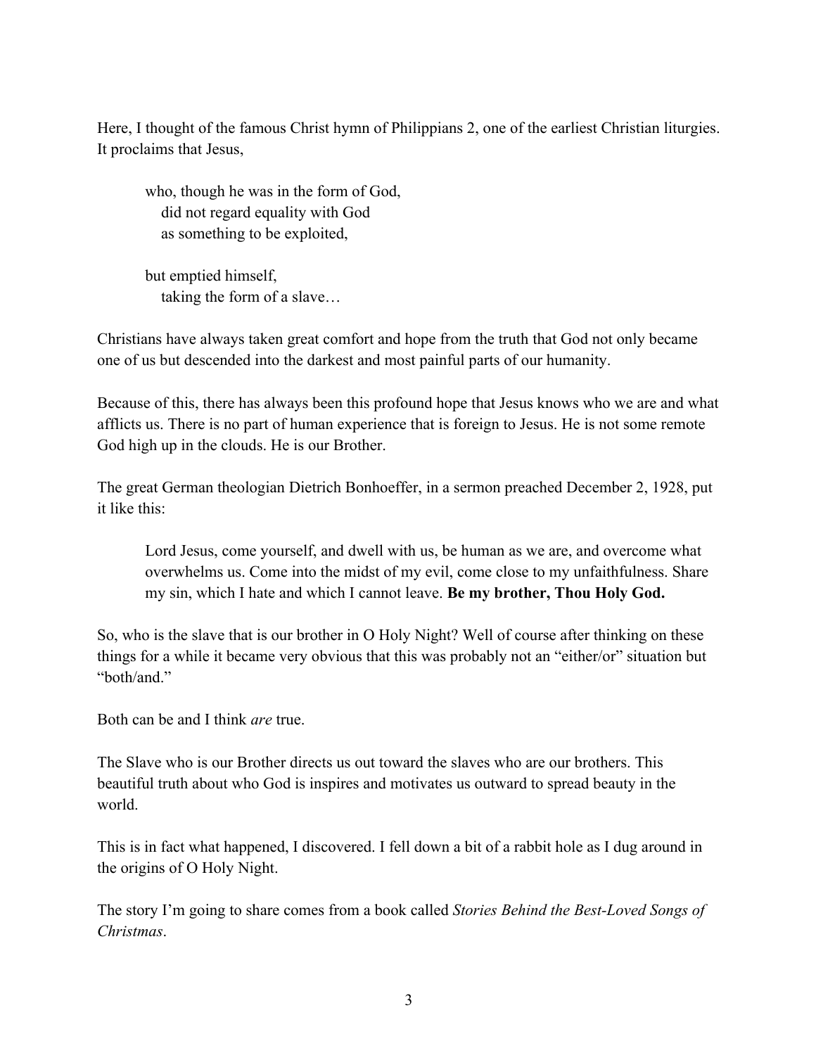Here, I thought of the famous Christ hymn of Philippians 2, one of the earliest Christian liturgies. It proclaims that Jesus,

> who, though he was in the form of God,
> did not regard equality with God
> as something to be exploited,
>
> but emptied himself,
> taking the form of a slave…

Christians have always taken great comfort and hope from the truth that God not only became one of us but descended into the darkest and most painful parts of our humanity.

Because of this, there has always been this profound hope that Jesus knows who we are and what afflicts us. There is no part of human experience that is foreign to Jesus. He is not some remote God high up in the clouds. He is our Brother.

The great German theologian Dietrich Bonhoeffer, in a sermon preached December 2, 1928, put it like this:

> Lord Jesus, come yourself, and dwell with us, be human as we are, and overcome what overwhelms us. Come into the midst of my evil, come close to my unfaithfulness. Share my sin, which I hate and which I cannot leave. **Be my brother, Thou Holy God.**

So, who is the slave that is our brother in O Holy Night? Well of course after thinking on these things for a while it became very obvious that this was probably not an "either/or" situation but "both/and."

Both can be and I think *are* true.

The Slave who is our Brother directs us out toward the slaves who are our brothers. This beautiful truth about who God is inspires and motivates us outward to spread beauty in the world.

This is in fact what happened, I discovered. I fell down a bit of a rabbit hole as I dug around in the origins of O Holy Night.

The story I'm going to share comes from a book called *Stories Behind the Best-Loved Songs of Christmas*.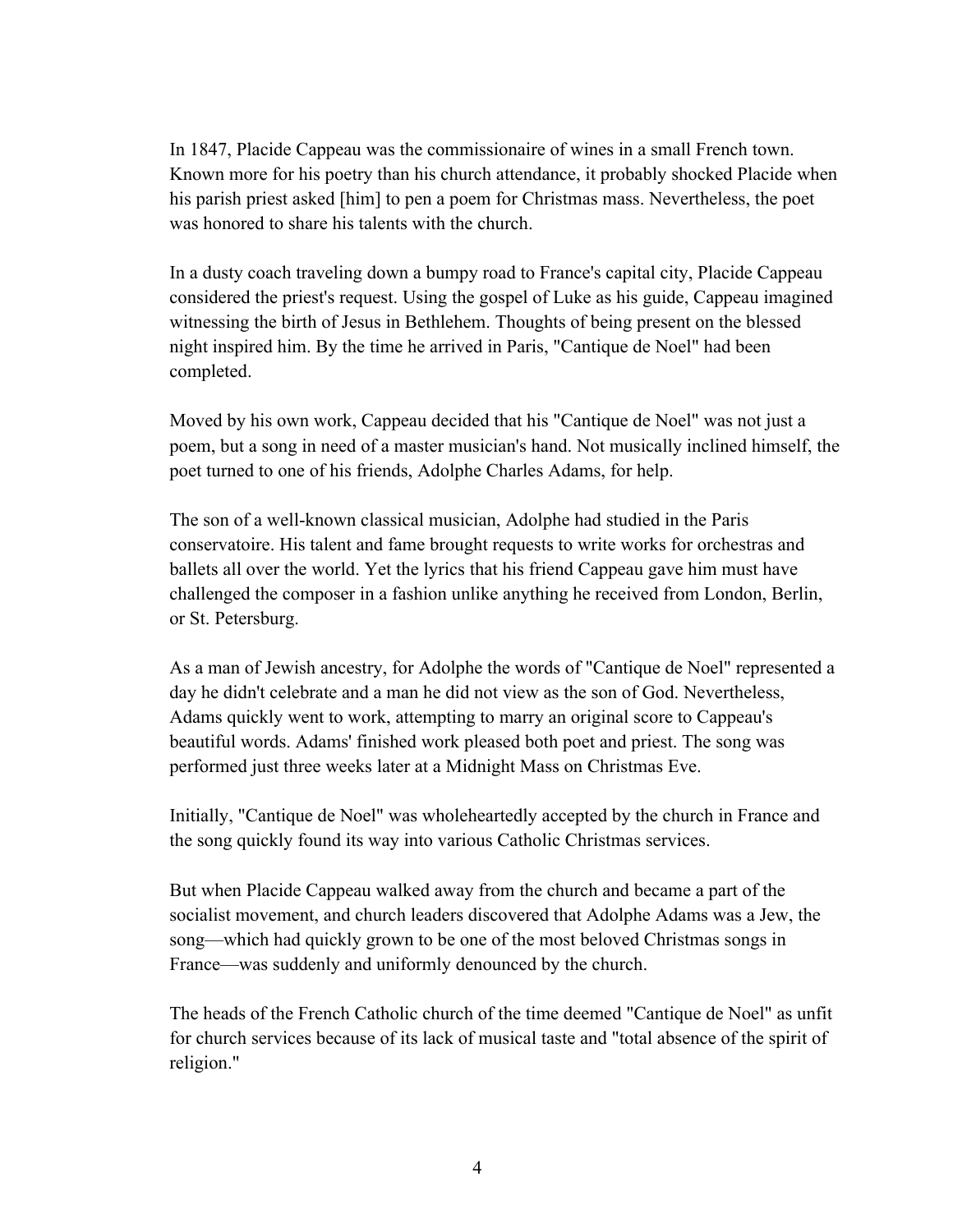In 1847, Placide Cappeau was the commissionaire of wines in a small French town. Known more for his poetry than his church attendance, it probably shocked Placide when his parish priest asked [him] to pen a poem for Christmas mass. Nevertheless, the poet was honored to share his talents with the church.

In a dusty coach traveling down a bumpy road to France's capital city, Placide Cappeau considered the priest's request. Using the gospel of Luke as his guide, Cappeau imagined witnessing the birth of Jesus in Bethlehem. Thoughts of being present on the blessed night inspired him. By the time he arrived in Paris, "Cantique de Noel" had been completed.

Moved by his own work, Cappeau decided that his "Cantique de Noel" was not just a poem, but a song in need of a master musician's hand. Not musically inclined himself, the poet turned to one of his friends, Adolphe Charles Adams, for help.

The son of a well-known classical musician, Adolphe had studied in the Paris conservatoire. His talent and fame brought requests to write works for orchestras and ballets all over the world. Yet the lyrics that his friend Cappeau gave him must have challenged the composer in a fashion unlike anything he received from London, Berlin, or St. Petersburg.

As a man of Jewish ancestry, for Adolphe the words of "Cantique de Noel" represented a day he didn't celebrate and a man he did not view as the son of God. Nevertheless, Adams quickly went to work, attempting to marry an original score to Cappeau's beautiful words. Adams' finished work pleased both poet and priest. The song was performed just three weeks later at a Midnight Mass on Christmas Eve.

Initially, "Cantique de Noel" was wholeheartedly accepted by the church in France and the song quickly found its way into various Catholic Christmas services.

But when Placide Cappeau walked away from the church and became a part of the socialist movement, and church leaders discovered that Adolphe Adams was a Jew, the song—which had quickly grown to be one of the most beloved Christmas songs in France—was suddenly and uniformly denounced by the church.

The heads of the French Catholic church of the time deemed "Cantique de Noel" as unfit for church services because of its lack of musical taste and "total absence of the spirit of religion."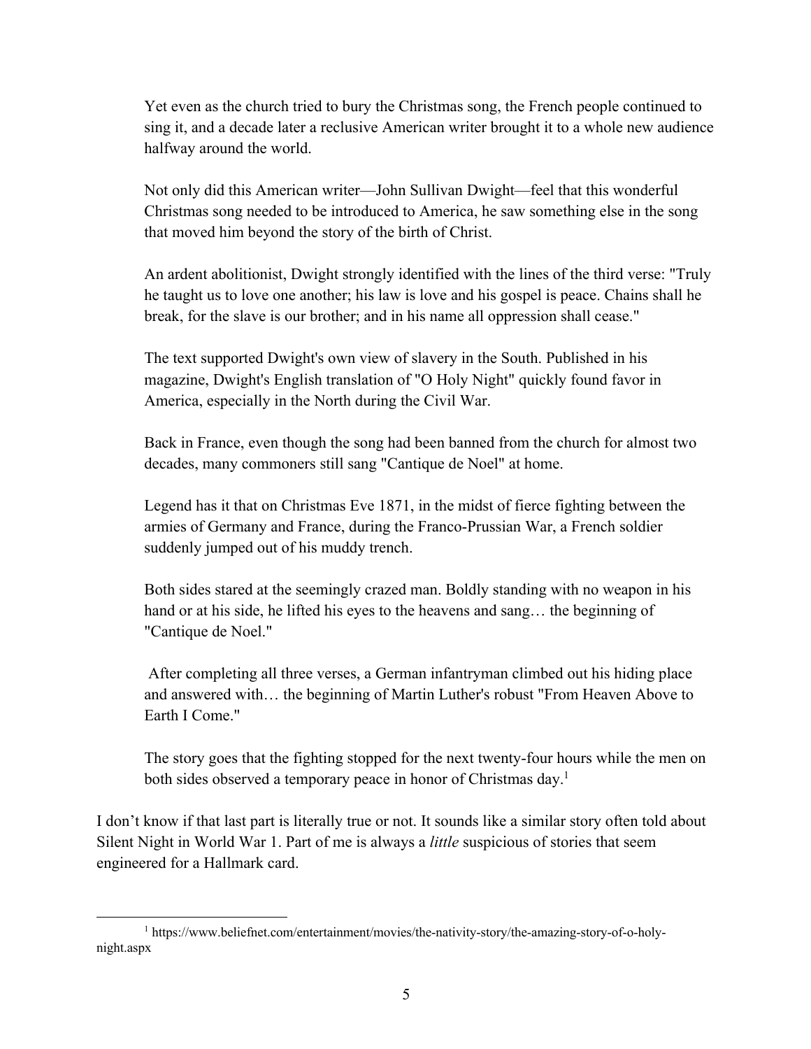> Yet even as the church tried to bury the Christmas song, the French people continued to sing it, and a decade later a reclusive American writer brought it to a whole new audience halfway around the world.
>
> Not only did this American writer—John Sullivan Dwight—feel that this wonderful Christmas song needed to be introduced to America, he saw something else in the song that moved him beyond the story of the birth of Christ.
>
> An ardent abolitionist, Dwight strongly identified with the lines of the third verse: "Truly he taught us to love one another; his law is love and his gospel is peace. Chains shall he break, for the slave is our brother; and in his name all oppression shall cease."
>
> The text supported Dwight's own view of slavery in the South. Published in his magazine, Dwight's English translation of "O Holy Night" quickly found favor in America, especially in the North during the Civil War.
>
> Back in France, even though the song had been banned from the church for almost two decades, many commoners still sang "Cantique de Noel" at home.
>
> Legend has it that on Christmas Eve 1871, in the midst of fierce fighting between the armies of Germany and France, during the Franco-Prussian War, a French soldier suddenly jumped out of his muddy trench.
>
> Both sides stared at the seemingly crazed man. Boldly standing with no weapon in his hand or at his side, he lifted his eyes to the heavens and sang… the beginning of "Cantique de Noel."
>
> After completing all three verses, a German infantryman climbed out his hiding place and answered with… the beginning of Martin Luther's robust "From Heaven Above to Earth I Come."
>
> The story goes that the fighting stopped for the next twenty-four hours while the men on both sides observed a temporary peace in honor of Christmas day.[1]

I don't know if that last part is literally true or not. It sounds like a similar story often told about Silent Night in World War 1. Part of me is always a *little* suspicious of stories that seem engineered for a Hallmark card.

---

[1] https://www.beliefnet.com/entertainment/movies/the-nativity-story/the-amazing-story-of-o-holy-night.aspx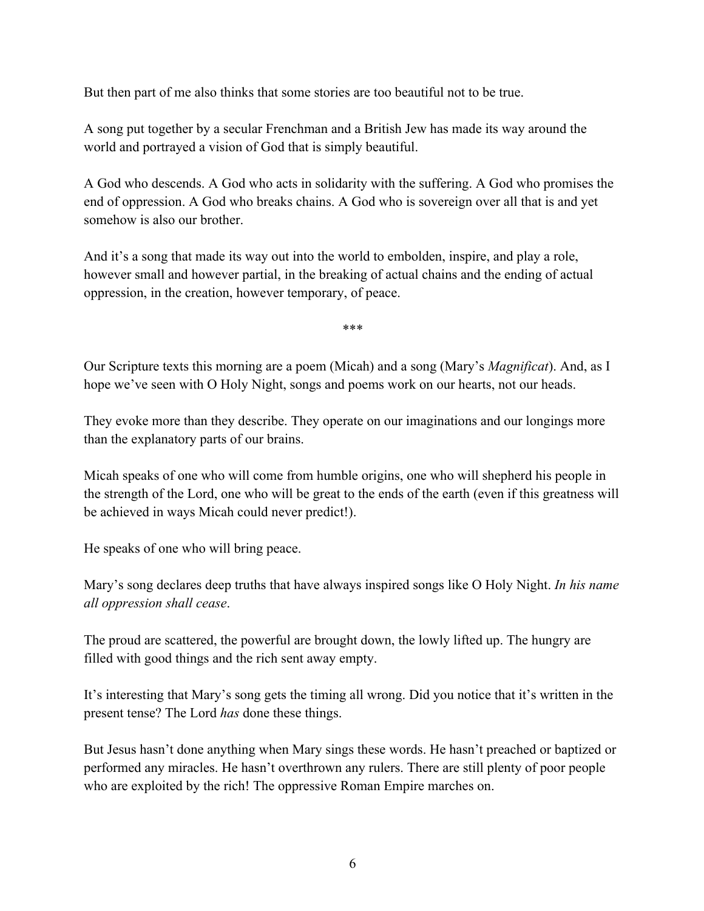But then part of me also thinks that some stories are too beautiful not to be true.

A song put together by a secular Frenchman and a British Jew has made its way around the world and portrayed a vision of God that is simply beautiful.

A God who descends. A God who acts in solidarity with the suffering. A God who promises the end of oppression. A God who breaks chains. A God who is sovereign over all that is and yet somehow is also our brother.

And it's a song that made its way out into the world to embolden, inspire, and play a role, however small and however partial, in the breaking of actual chains and the ending of actual oppression, in the creation, however temporary, of peace.

***

Our Scripture texts this morning are a poem (Micah) and a song (Mary's *Magnificat*). And, as I hope we've seen with O Holy Night, songs and poems work on our hearts, not our heads.

They evoke more than they describe. They operate on our imaginations and our longings more than the explanatory parts of our brains.

Micah speaks of one who will come from humble origins, one who will shepherd his people in the strength of the Lord, one who will be great to the ends of the earth (even if this greatness will be achieved in ways Micah could never predict!).

He speaks of one who will bring peace.

Mary's song declares deep truths that have always inspired songs like O Holy Night. *In his name all oppression shall cease*.

The proud are scattered, the powerful are brought down, the lowly lifted up. The hungry are filled with good things and the rich sent away empty.

It's interesting that Mary's song gets the timing all wrong. Did you notice that it's written in the present tense? The Lord *has* done these things.

But Jesus hasn't done anything when Mary sings these words. He hasn't preached or baptized or performed any miracles. He hasn't overthrown any rulers. There are still plenty of poor people who are exploited by the rich! The oppressive Roman Empire marches on.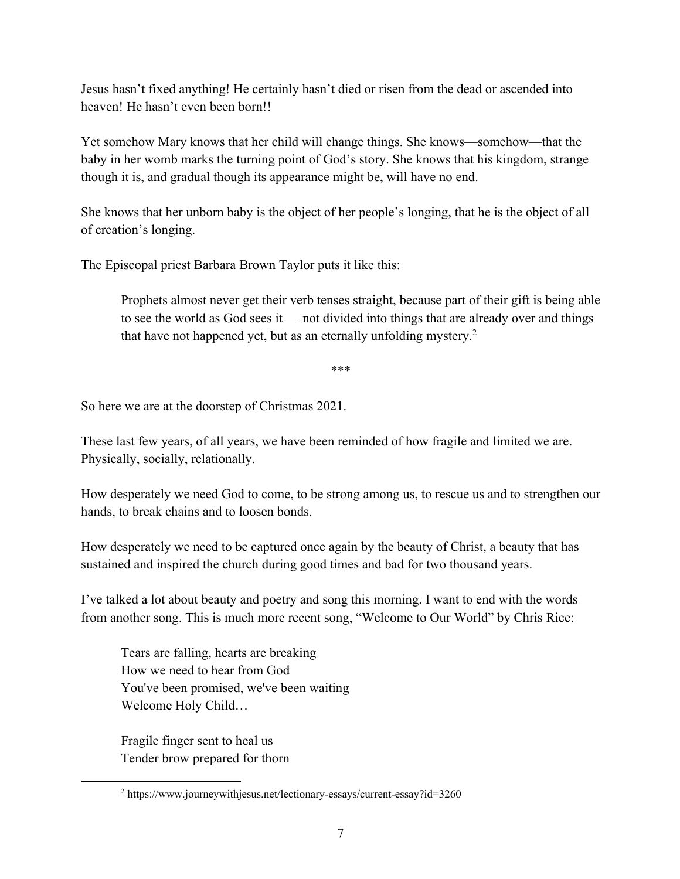Jesus hasn't fixed anything! He certainly hasn't died or risen from the dead or ascended into heaven! He hasn't even been born!!

Yet somehow Mary knows that her child will change things. She knows—somehow—that the baby in her womb marks the turning point of God's story. She knows that his kingdom, strange though it is, and gradual though its appearance might be, will have no end.

She knows that her unborn baby is the object of her people's longing, that he is the object of all of creation's longing.

The Episcopal priest Barbara Brown Taylor puts it like this:

> Prophets almost never get their verb tenses straight, because part of their gift is being able to see the world as God sees it — not divided into things that are already over and things that have not happened yet, but as an eternally unfolding mystery.[2]

\*\*\*

So here we are at the doorstep of Christmas 2021.

These last few years, of all years, we have been reminded of how fragile and limited we are. Physically, socially, relationally.

How desperately we need God to come, to be strong among us, to rescue us and to strengthen our hands, to break chains and to loosen bonds.

How desperately we need to be captured once again by the beauty of Christ, a beauty that has sustained and inspired the church during good times and bad for two thousand years.

I've talked a lot about beauty and poetry and song this morning. I want to end with the words from another song. This is much more recent song, "Welcome to Our World" by Chris Rice:

> Tears are falling, hearts are breaking
> How we need to hear from God
> You've been promised, we've been waiting
> Welcome Holy Child…
>
> Fragile finger sent to heal us
> Tender brow prepared for thorn

---

[2] https://www.journeywithjesus.net/lectionary-essays/current-essay?id=3260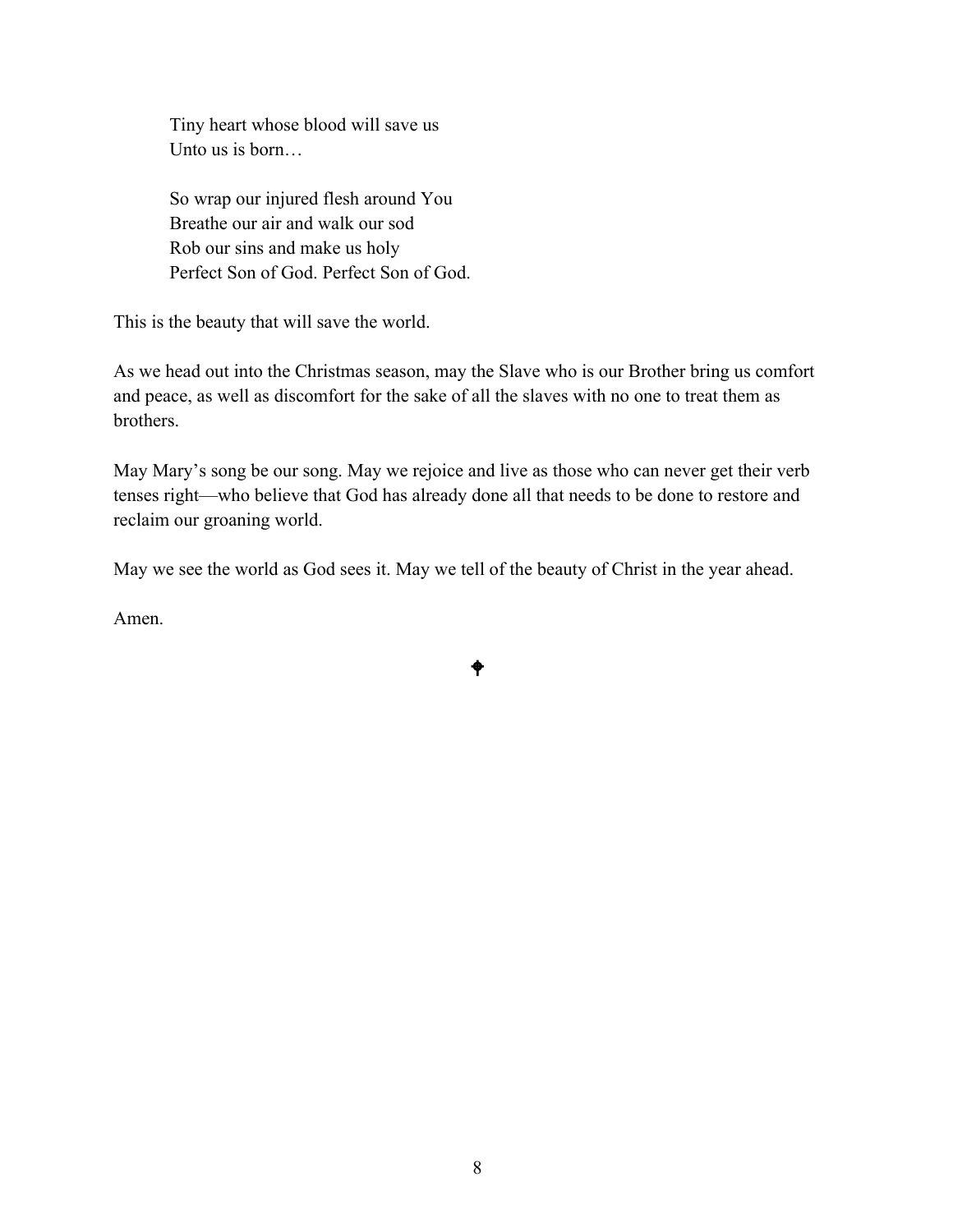Tiny heart whose blood will save us  
Unto us is born…

So wrap our injured flesh around You  
Breathe our air and walk our sod  
Rob our sins and make us holy  
Perfect Son of God. Perfect Son of God.

This is the beauty that will save the world.

As we head out into the Christmas season, may the Slave who is our Brother bring us comfort and peace, as well as discomfort for the sake of all the slaves with no one to treat them as brothers.

May Mary's song be our song. May we rejoice and live as those who can never get their verb tenses right—who believe that God has already done all that needs to be done to restore and reclaim our groaning world.

May we see the world as God sees it. May we tell of the beauty of Christ in the year ahead.

Amen.

⌖